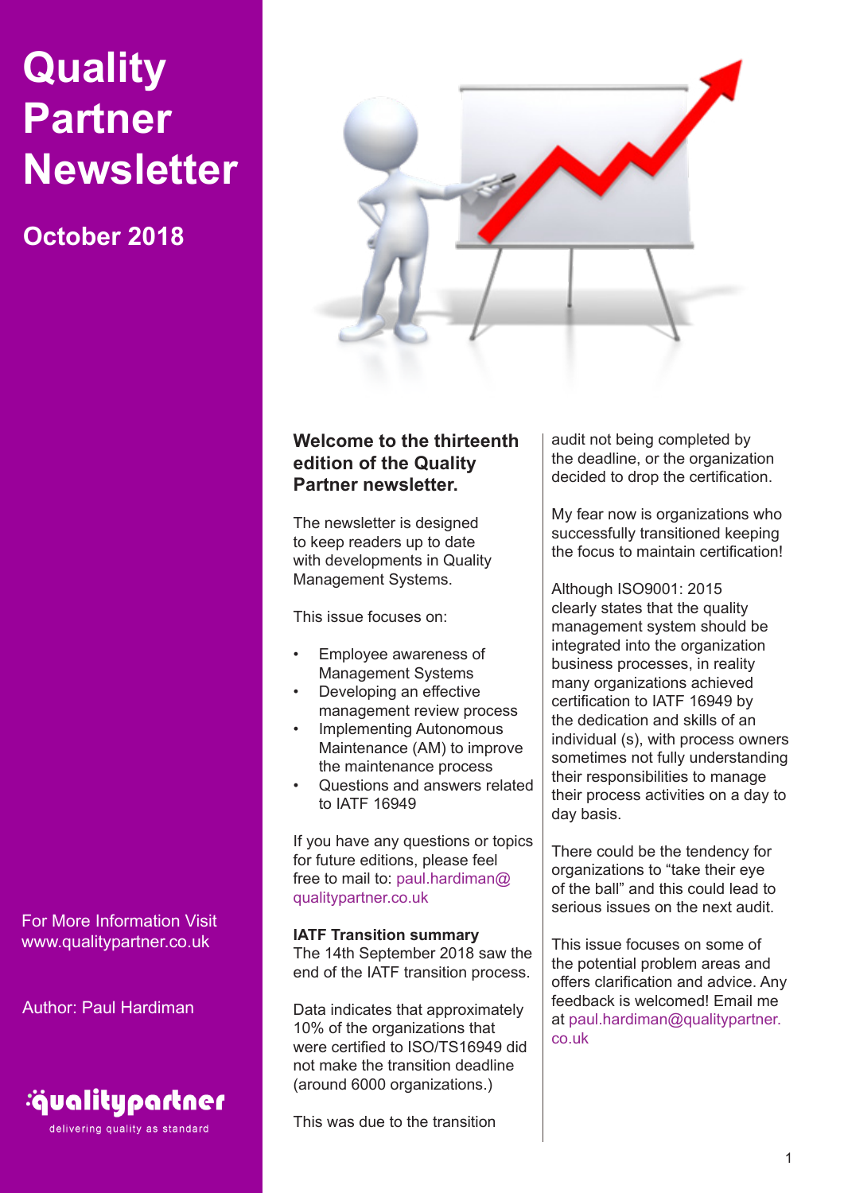# Quality Partner Newsletter

## October 2018

For More Information Visit www.qualitypartner.co.uk

Author: Paul Hardiman

qualitypartner
delivering quality as standard

### Welcome to the thirteenth edition of the Quality Partner newsletter.

The newsletter is designed to keep readers up to date with developments in Quality Management Systems.

This issue focuses on:

- Employee awareness of Management Systems
- Developing an effective management review process
- Implementing Autonomous Maintenance (AM) to improve the maintenance process
- Questions and answers related to IATF 16949

If you have any questions or topics for future editions, please feel free to mail to: paul.hardiman@qualitypartner.co.uk

**IATF Transition summary**
The 14th September 2018 saw the end of the IATF transition process.

Data indicates that approximately 10% of the organizations that were certified to ISO/TS16949 did not make the transition deadline (around 6000 organizations.)

This was due to the transition audit not being completed by the deadline, or the organization decided to drop the certification.

My fear now is organizations who successfully transitioned keeping the focus to maintain certification!

Although ISO9001: 2015 clearly states that the quality management system should be integrated into the organization business processes, in reality many organizations achieved certification to IATF 16949 by the dedication and skills of an individual (s), with process owners sometimes not fully understanding their responsibilities to manage their process activities on a day to day basis.

There could be the tendency for organizations to "take their eye of the ball" and this could lead to serious issues on the next audit.

This issue focuses on some of the potential problem areas and offers clarification and advice. Any feedback is welcomed! Email me at paul.hardiman@qualitypartner.co.uk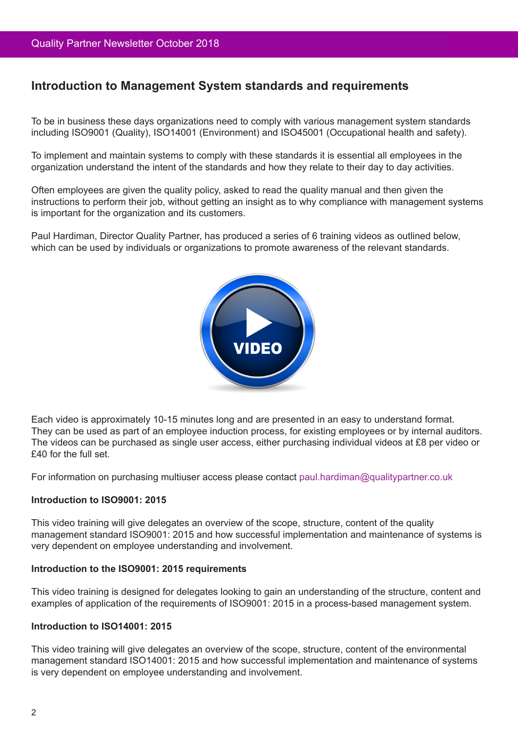## Introduction to Management System standards and requirements

To be in business these days organizations need to comply with various management system standards including ISO9001 (Quality), ISO14001 (Environment) and ISO45001 (Occupational health and safety).

To implement and maintain systems to comply with these standards it is essential all employees in the organization understand the intent of the standards and how they relate to their day to day activities.

Often employees are given the quality policy, asked to read the quality manual and then given the instructions to perform their job, without getting an insight as to why compliance with management systems is important for the organization and its customers.

Paul Hardiman, Director Quality Partner, has produced a series of 6 training videos as outlined below, which can be used by individuals or organizations to promote awareness of the relevant standards.

Each video is approximately 10-15 minutes long and are presented in an easy to understand format. They can be used as part of an employee induction process, for existing employees or by internal auditors. The videos can be purchased as single user access, either purchasing individual videos at £8 per video or £40 for the full set.

For information on purchasing multiuser access please contact paul.hardiman@qualitypartner.co.uk

**Introduction to ISO9001: 2015**

This video training will give delegates an overview of the scope, structure, content of the quality management standard ISO9001: 2015 and how successful implementation and maintenance of systems is very dependent on employee understanding and involvement.

**Introduction to the ISO9001: 2015 requirements**

This video training is designed for delegates looking to gain an understanding of the structure, content and examples of application of the requirements of ISO9001: 2015 in a process-based management system.

**Introduction to ISO14001: 2015**

This video training will give delegates an overview of the scope, structure, content of the environmental management standard ISO14001: 2015 and how successful implementation and maintenance of systems is very dependent on employee understanding and involvement.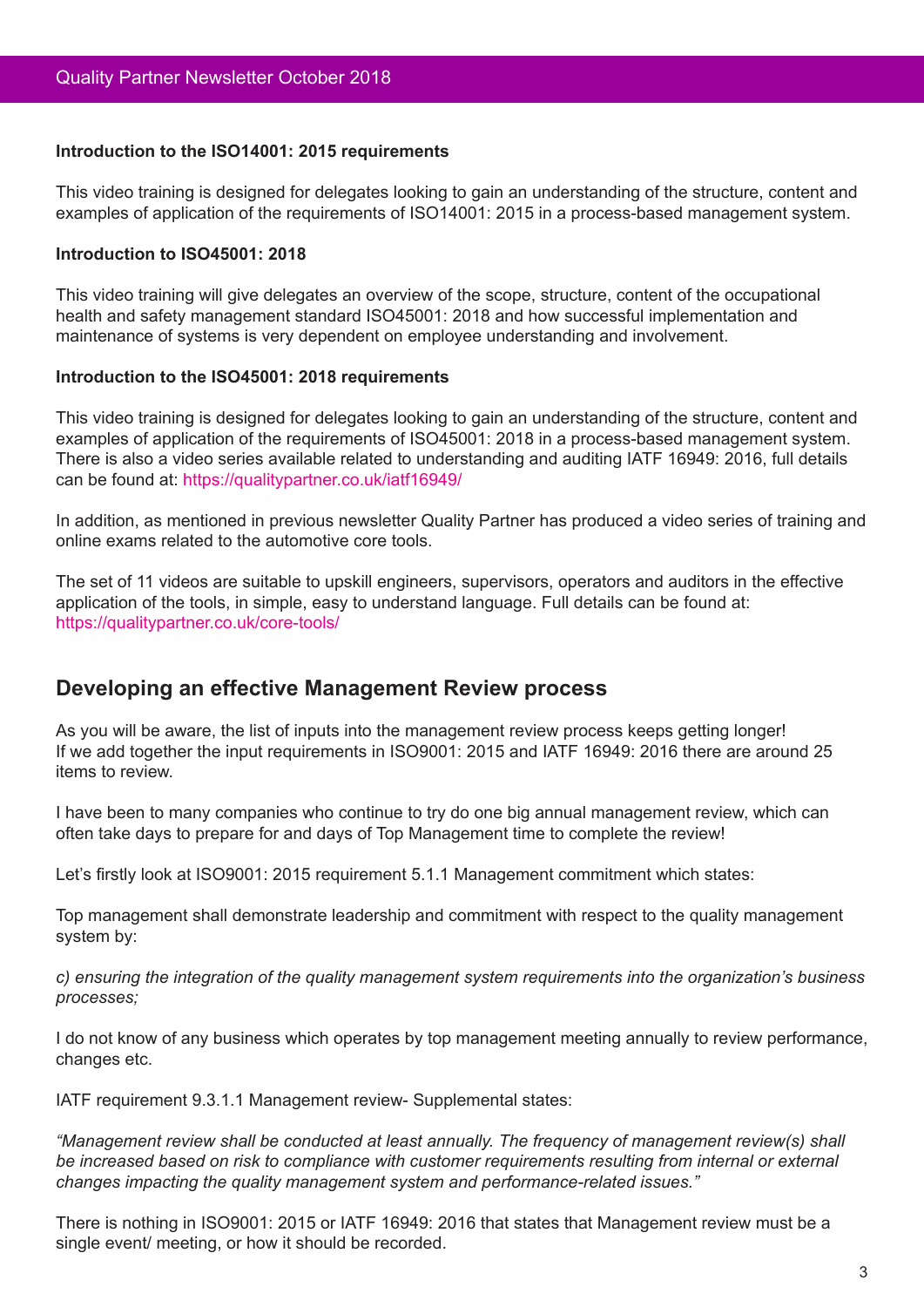**Introduction to the ISO14001: 2015 requirements**

This video training is designed for delegates looking to gain an understanding of the structure, content and examples of application of the requirements of ISO14001: 2015 in a process-based management system.

**Introduction to ISO45001: 2018**

This video training will give delegates an overview of the scope, structure, content of the occupational health and safety management standard ISO45001: 2018 and how successful implementation and maintenance of systems is very dependent on employee understanding and involvement.

**Introduction to the ISO45001: 2018 requirements**

This video training is designed for delegates looking to gain an understanding of the structure, content and examples of application of the requirements of ISO45001: 2018 in a process-based management system. There is also a video series available related to understanding and auditing IATF 16949: 2016, full details can be found at: https://qualitypartner.co.uk/iatf16949/

In addition, as mentioned in previous newsletter Quality Partner has produced a video series of training and online exams related to the automotive core tools.

The set of 11 videos are suitable to upskill engineers, supervisors, operators and auditors in the effective application of the tools, in simple, easy to understand language. Full details can be found at: https://qualitypartner.co.uk/core-tools/

## Developing an effective Management Review process

As you will be aware, the list of inputs into the management review process keeps getting longer! If we add together the input requirements in ISO9001: 2015 and IATF 16949: 2016 there are around 25 items to review.

I have been to many companies who continue to try do one big annual management review, which can often take days to prepare for and days of Top Management time to complete the review!

Let's firstly look at ISO9001: 2015 requirement 5.1.1 Management commitment which states:

Top management shall demonstrate leadership and commitment with respect to the quality management system by:

*c) ensuring the integration of the quality management system requirements into the organization's business processes;*

I do not know of any business which operates by top management meeting annually to review performance, changes etc.

IATF requirement 9.3.1.1 Management review- Supplemental states:

*"Management review shall be conducted at least annually. The frequency of management review(s) shall be increased based on risk to compliance with customer requirements resulting from internal or external changes impacting the quality management system and performance-related issues."*

There is nothing in ISO9001: 2015 or IATF 16949: 2016 that states that Management review must be a single event/ meeting, or how it should be recorded.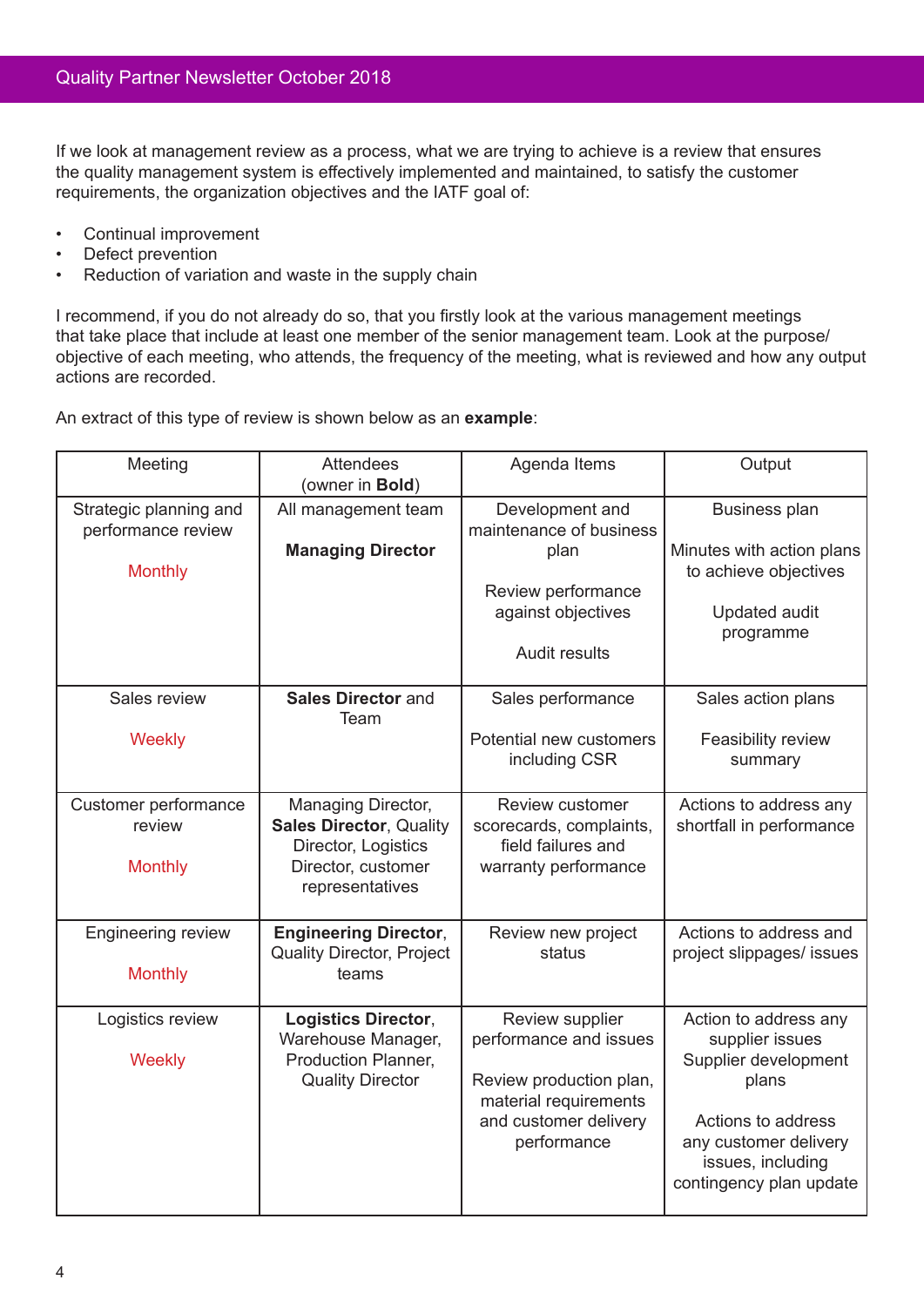If we look at management review as a process, what we are trying to achieve is a review that ensures the quality management system is effectively implemented and maintained, to satisfy the customer requirements, the organization objectives and the IATF goal of:

- Continual improvement
- Defect prevention
- Reduction of variation and waste in the supply chain

I recommend, if you do not already do so, that you firstly look at the various management meetings that take place that include at least one member of the senior management team. Look at the purpose/objective of each meeting, who attends, the frequency of the meeting, what is reviewed and how any output actions are recorded.

An extract of this type of review is shown below as an **example**:

| Meeting | Attendees (owner in **Bold**) | Agenda Items | Output |
|---|---|---|---|
| Strategic planning and performance review<br><br>Monthly | All management team<br><br>**Managing Director** | Development and maintenance of business plan<br><br>Review performance against objectives<br><br>Audit results | Business plan<br><br>Minutes with action plans to achieve objectives<br><br>Updated audit programme |
| Sales review<br><br>Weekly | **Sales Director** and Team | Sales performance<br><br>Potential new customers including CSR | Sales action plans<br><br>Feasibility review summary |
| Customer performance review<br><br>Monthly | Managing Director, **Sales Director**, Quality Director, Logistics Director, customer representatives | Review customer scorecards, complaints, field failures and warranty performance | Actions to address any shortfall in performance |
| Engineering review<br><br>Monthly | **Engineering Director**, Quality Director, Project teams | Review new project status | Actions to address and project slippages/ issues |
| Logistics review<br><br>Weekly | **Logistics Director**, Warehouse Manager, Production Planner, Quality Director | Review supplier performance and issues<br><br>Review production plan, material requirements and customer delivery performance | Action to address any supplier issues<br>Supplier development plans<br><br>Actions to address any customer delivery issues, including contingency plan update |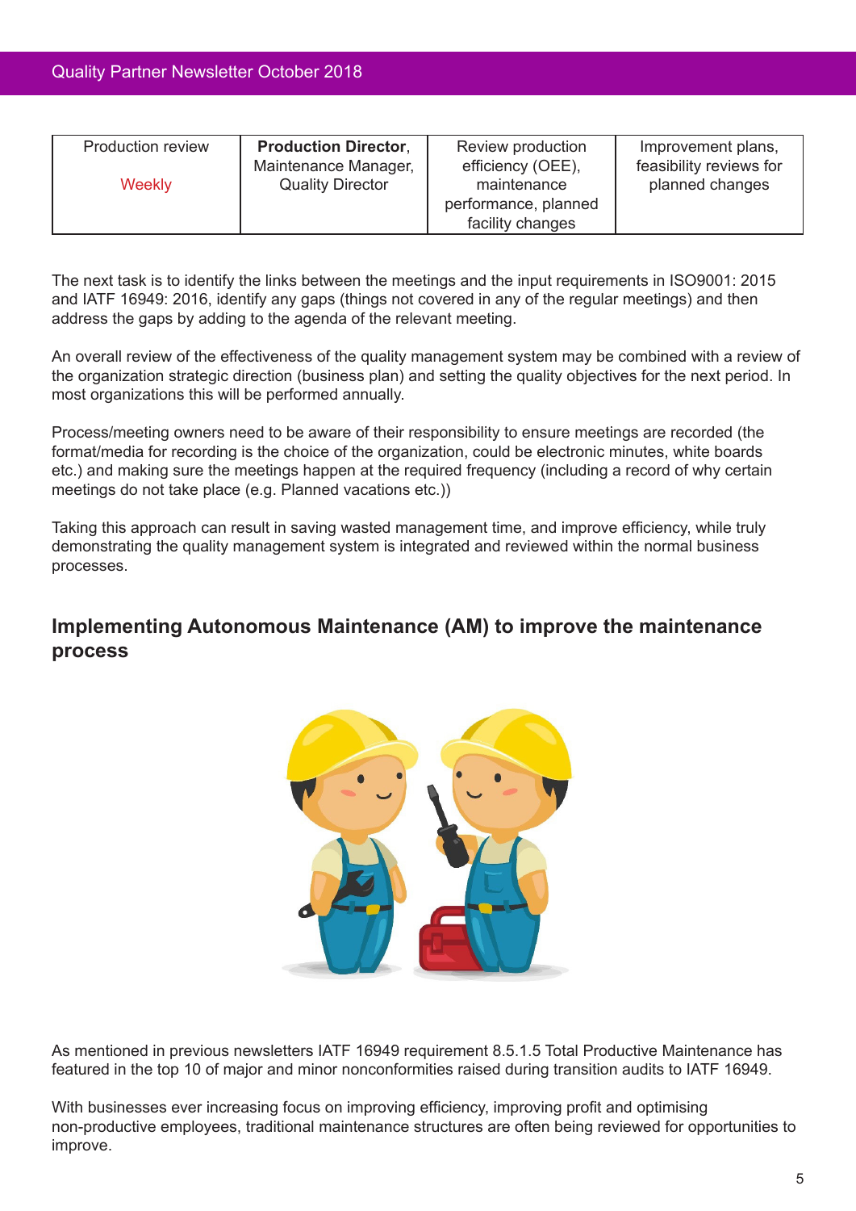| Production review<br><br>Weekly | **Production Director**, Maintenance Manager, Quality Director | Review production efficiency (OEE), maintenance performance, planned facility changes | Improvement plans, feasibility reviews for planned changes |
|---|---|---|---|

The next task is to identify the links between the meetings and the input requirements in ISO9001: 2015 and IATF 16949: 2016, identify any gaps (things not covered in any of the regular meetings) and then address the gaps by adding to the agenda of the relevant meeting.

An overall review of the effectiveness of the quality management system may be combined with a review of the organization strategic direction (business plan) and setting the quality objectives for the next period. In most organizations this will be performed annually.

Process/meeting owners need to be aware of their responsibility to ensure meetings are recorded (the format/media for recording is the choice of the organization, could be electronic minutes, white boards etc.) and making sure the meetings happen at the required frequency (including a record of why certain meetings do not take place (e.g. Planned vacations etc.))

Taking this approach can result in saving wasted management time, and improve efficiency, while truly demonstrating the quality management system is integrated and reviewed within the normal business processes.

## Implementing Autonomous Maintenance (AM) to improve the maintenance process

As mentioned in previous newsletters IATF 16949 requirement 8.5.1.5 Total Productive Maintenance has featured in the top 10 of major and minor nonconformities raised during transition audits to IATF 16949.

With businesses ever increasing focus on improving efficiency, improving profit and optimising non-productive employees, traditional maintenance structures are often being reviewed for opportunities to improve.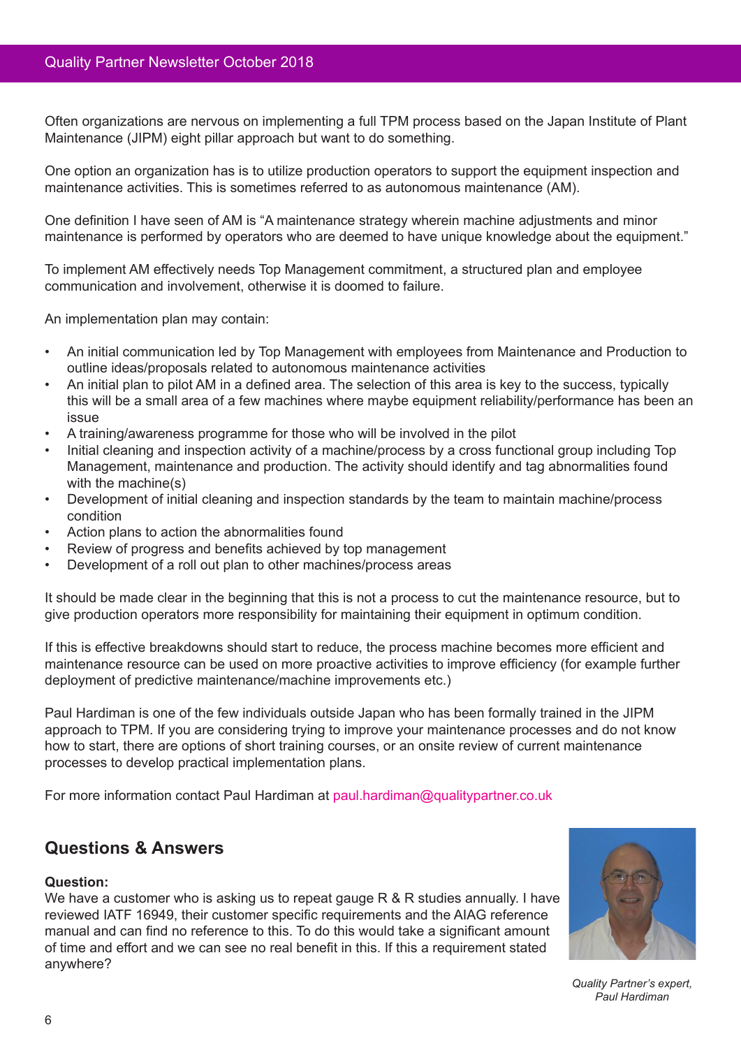Often organizations are nervous on implementing a full TPM process based on the Japan Institute of Plant Maintenance (JIPM) eight pillar approach but want to do something.

One option an organization has is to utilize production operators to support the equipment inspection and maintenance activities. This is sometimes referred to as autonomous maintenance (AM).

One definition I have seen of AM is "A maintenance strategy wherein machine adjustments and minor maintenance is performed by operators who are deemed to have unique knowledge about the equipment."

To implement AM effectively needs Top Management commitment, a structured plan and employee communication and involvement, otherwise it is doomed to failure.

An implementation plan may contain:

- An initial communication led by Top Management with employees from Maintenance and Production to outline ideas/proposals related to autonomous maintenance activities
- An initial plan to pilot AM in a defined area. The selection of this area is key to the success, typically this will be a small area of a few machines where maybe equipment reliability/performance has been an issue
- A training/awareness programme for those who will be involved in the pilot
- Initial cleaning and inspection activity of a machine/process by a cross functional group including Top Management, maintenance and production. The activity should identify and tag abnormalities found with the machine(s)
- Development of initial cleaning and inspection standards by the team to maintain machine/process condition
- Action plans to action the abnormalities found
- Review of progress and benefits achieved by top management
- Development of a roll out plan to other machines/process areas

It should be made clear in the beginning that this is not a process to cut the maintenance resource, but to give production operators more responsibility for maintaining their equipment in optimum condition.

If this is effective breakdowns should start to reduce, the process machine becomes more efficient and maintenance resource can be used on more proactive activities to improve efficiency (for example further deployment of predictive maintenance/machine improvements etc.)

Paul Hardiman is one of the few individuals outside Japan who has been formally trained in the JIPM approach to TPM. If you are considering trying to improve your maintenance processes and do not know how to start, there are options of short training courses, or an onsite review of current maintenance processes to develop practical implementation plans.

For more information contact Paul Hardiman at paul.hardiman@qualitypartner.co.uk

## Questions & Answers

**Question:**
We have a customer who is asking us to repeat gauge R & R studies annually. I have reviewed IATF 16949, their customer specific requirements and the AIAG reference manual and can find no reference to this. To do this would take a significant amount of time and effort and we can see no real benefit in this. If this a requirement stated anywhere?

*Quality Partner's expert, Paul Hardiman*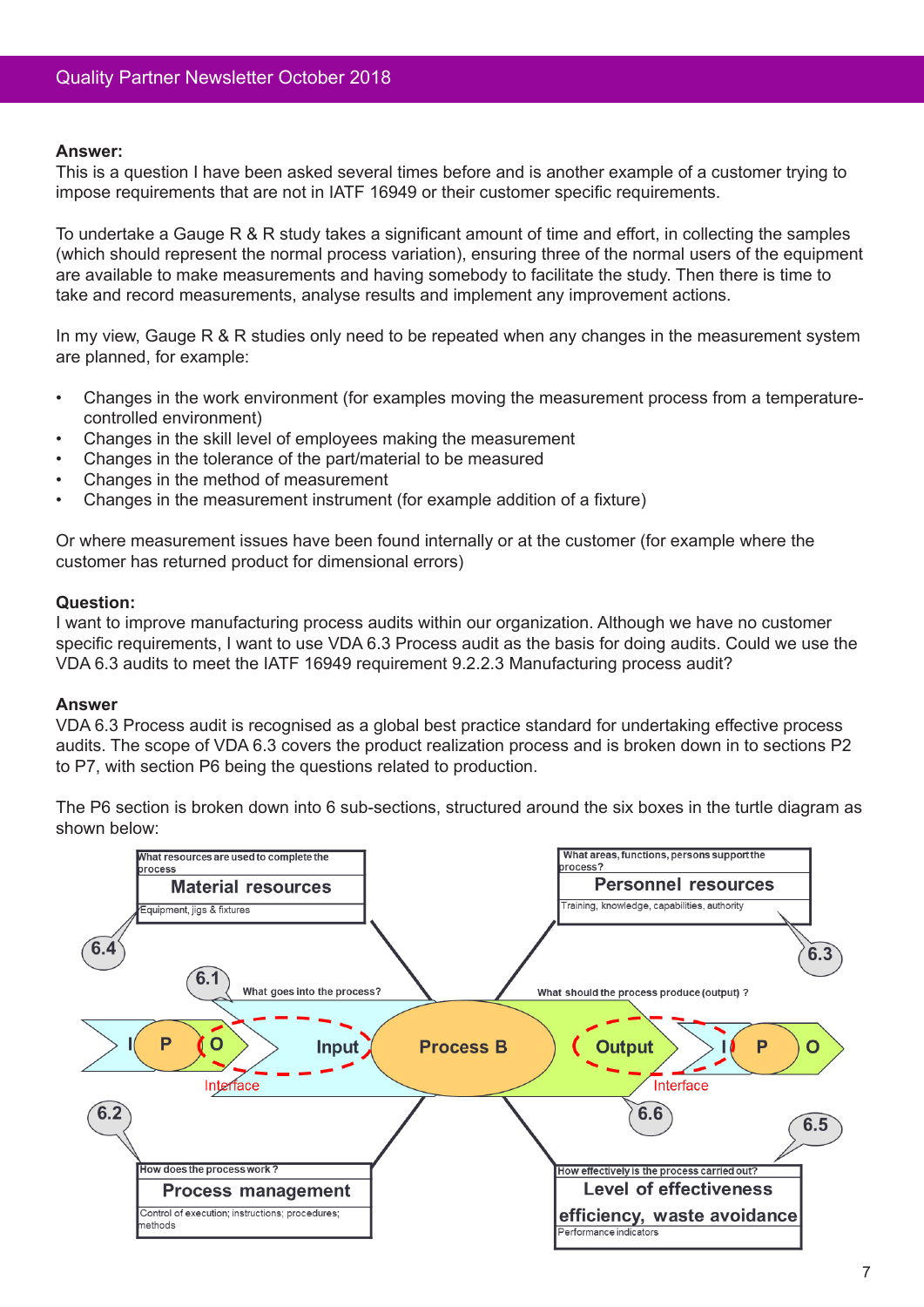**Answer:**
This is a question I have been asked several times before and is another example of a customer trying to impose requirements that are not in IATF 16949 or their customer specific requirements.

To undertake a Gauge R & R study takes a significant amount of time and effort, in collecting the samples (which should represent the normal process variation), ensuring three of the normal users of the equipment are available to make measurements and having somebody to facilitate the study. Then there is time to take and record measurements, analyse results and implement any improvement actions.

In my view, Gauge R & R studies only need to be repeated when any changes in the measurement system are planned, for example:

- Changes in the work environment (for examples moving the measurement process from a temperature-controlled environment)
- Changes in the skill level of employees making the measurement
- Changes in the tolerance of the part/material to be measured
- Changes in the method of measurement
- Changes in the measurement instrument (for example addition of a fixture)

Or where measurement issues have been found internally or at the customer (for example where the customer has returned product for dimensional errors)

**Question:**
I want to improve manufacturing process audits within our organization. Although we have no customer specific requirements, I want to use VDA 6.3 Process audit as the basis for doing audits. Could we use the VDA 6.3 audits to meet the IATF 16949 requirement 9.2.2.3 Manufacturing process audit?

**Answer**
VDA 6.3 Process audit is recognised as a global best practice standard for undertaking effective process audits. The scope of VDA 6.3 covers the product realization process and is broken down in to sections P2 to P7, with section P6 being the questions related to production.

The P6 section is broken down into 6 sub-sections, structured around the six boxes in the turtle diagram as shown below:

- **6.1** – What goes into the process? – Input
- **6.2** – How does the process work? – **Process management** – Control of execution; instructions; procedures; methods
- **6.3** – What areas, functions, persons support the process? – **Personnel resources** – Training, knowledge, capabilities, authority
- **6.4** – What resources are used to complete the process – **Material resources** – Equipment, jigs & fixtures
- **6.5** – How effectively is the process carried out? – **Level of effectiveness efficiency, waste avoidance** – Performance indicators
- **6.6** – What should the process produce (output)? – Output

I – P – O → Interface → Input → Process B → Output → Interface → I – P – O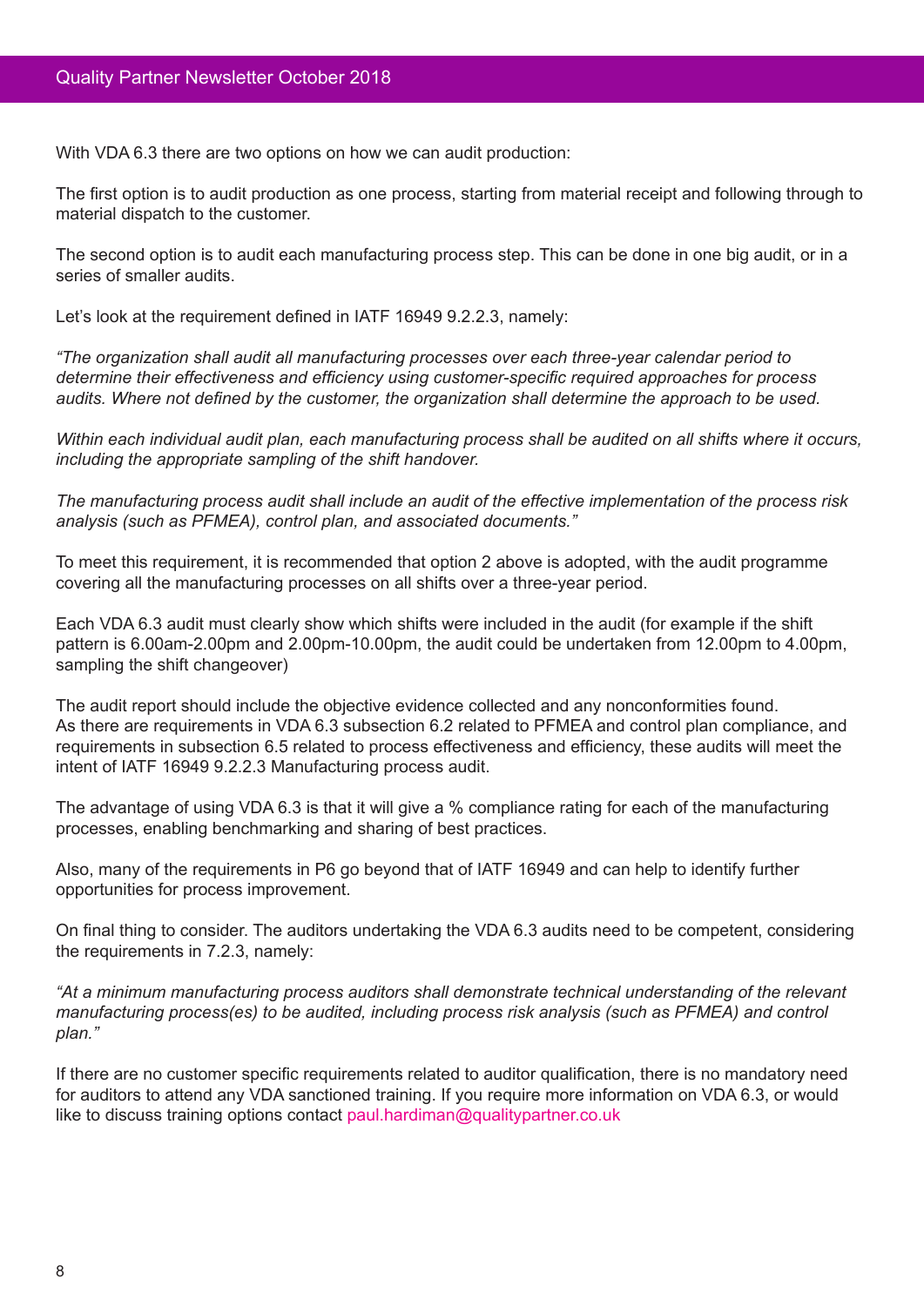With VDA 6.3 there are two options on how we can audit production:

The first option is to audit production as one process, starting from material receipt and following through to material dispatch to the customer.

The second option is to audit each manufacturing process step. This can be done in one big audit, or in a series of smaller audits.

Let's look at the requirement defined in IATF 16949 9.2.2.3, namely:

*"The organization shall audit all manufacturing processes over each three-year calendar period to determine their effectiveness and efficiency using customer-specific required approaches for process audits. Where not defined by the customer, the organization shall determine the approach to be used.*

*Within each individual audit plan, each manufacturing process shall be audited on all shifts where it occurs, including the appropriate sampling of the shift handover.*

*The manufacturing process audit shall include an audit of the effective implementation of the process risk analysis (such as PFMEA), control plan, and associated documents."*

To meet this requirement, it is recommended that option 2 above is adopted, with the audit programme covering all the manufacturing processes on all shifts over a three-year period.

Each VDA 6.3 audit must clearly show which shifts were included in the audit (for example if the shift pattern is 6.00am-2.00pm and 2.00pm-10.00pm, the audit could be undertaken from 12.00pm to 4.00pm, sampling the shift changeover)

The audit report should include the objective evidence collected and any nonconformities found.
As there are requirements in VDA 6.3 subsection 6.2 related to PFMEA and control plan compliance, and requirements in subsection 6.5 related to process effectiveness and efficiency, these audits will meet the intent of IATF 16949 9.2.2.3 Manufacturing process audit.

The advantage of using VDA 6.3 is that it will give a % compliance rating for each of the manufacturing processes, enabling benchmarking and sharing of best practices.

Also, many of the requirements in P6 go beyond that of IATF 16949 and can help to identify further opportunities for process improvement.

On final thing to consider. The auditors undertaking the VDA 6.3 audits need to be competent, considering the requirements in 7.2.3, namely:

*"At a minimum manufacturing process auditors shall demonstrate technical understanding of the relevant manufacturing process(es) to be audited, including process risk analysis (such as PFMEA) and control plan."*

If there are no customer specific requirements related to auditor qualification, there is no mandatory need for auditors to attend any VDA sanctioned training. If you require more information on VDA 6.3, or would like to discuss training options contact paul.hardiman@qualitypartner.co.uk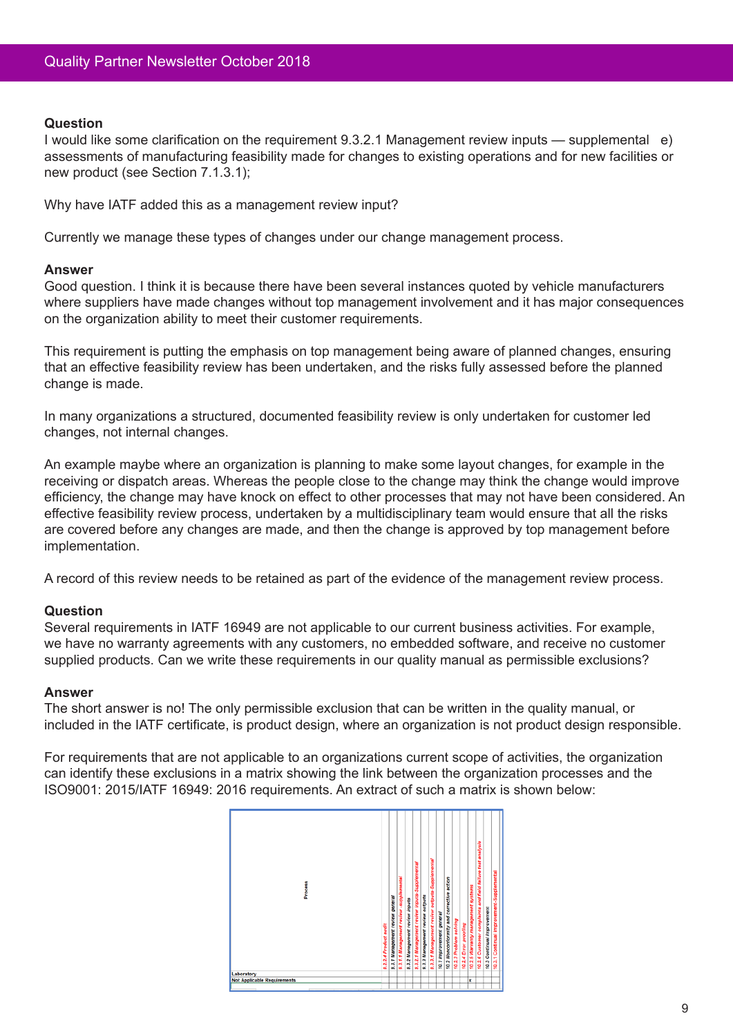**Question**
I would like some clarification on the requirement 9.3.2.1 Management review inputs — supplemental e) assessments of manufacturing feasibility made for changes to existing operations and for new facilities or new product (see Section 7.1.3.1);

Why have IATF added this as a management review input?

Currently we manage these types of changes under our change management process.

**Answer**
Good question. I think it is because there have been several instances quoted by vehicle manufacturers where suppliers have made changes without top management involvement and it has major consequences on the organization ability to meet their customer requirements.

This requirement is putting the emphasis on top management being aware of planned changes, ensuring that an effective feasibility review has been undertaken, and the risks fully assessed before the planned change is made.

In many organizations a structured, documented feasibility review is only undertaken for customer led changes, not internal changes.

An example maybe where an organization is planning to make some layout changes, for example in the receiving or dispatch areas. Whereas the people close to the change may think the change would improve efficiency, the change may have knock on effect to other processes that may not have been considered. An effective feasibility review process, undertaken by a multidisciplinary team would ensure that all the risks are covered before any changes are made, and then the change is approved by top management before implementation.

A record of this review needs to be retained as part of the evidence of the management review process.

**Question**
Several requirements in IATF 16949 are not applicable to our current business activities. For example, we have no warranty agreements with any customers, no embedded software, and receive no customer supplied products. Can we write these requirements in our quality manual as permissible exclusions?

**Answer**
The short answer is no! The only permissible exclusion that can be written in the quality manual, or included in the IATF certificate, is product design, where an organization is not product design responsible.

For requirements that are not applicable to an organizations current scope of activities, the organization can identify these exclusions in a matrix showing the link between the organization processes and the ISO9001: 2015/IATF 16949: 2016 requirements. An extract of such a matrix is shown below:

| Process | 9.2.2.4 Product audit | 9.3.1 Management review general | 9.3.1.1 Management review -supplemental | 9.3.2 Management review inputs | 9.3.2.1 Management review inputs-Supplemental | 9.3.3 Management review outputs | 9.3.3.1 Management review outputs-Supplemental | 10.1 Improvement general | 10.2 Nonconformity and corrective action | 10.2.3 Problem solving | 10.2.4 Error proofing | 10.2.5 Warranty management systems | 10.2.6 Customer complaints and field failure test analysis | 10.3 Continual improvement | 10.3.1 Continual improvement-Supplemental |
|---|---|---|---|---|---|---|---|---|---|---|---|---|---|---|---|
| Laboratory | | | | | | | | | | | | | | | |
| Not Applicable Requirements | | | | | | | | | | | | x | | | |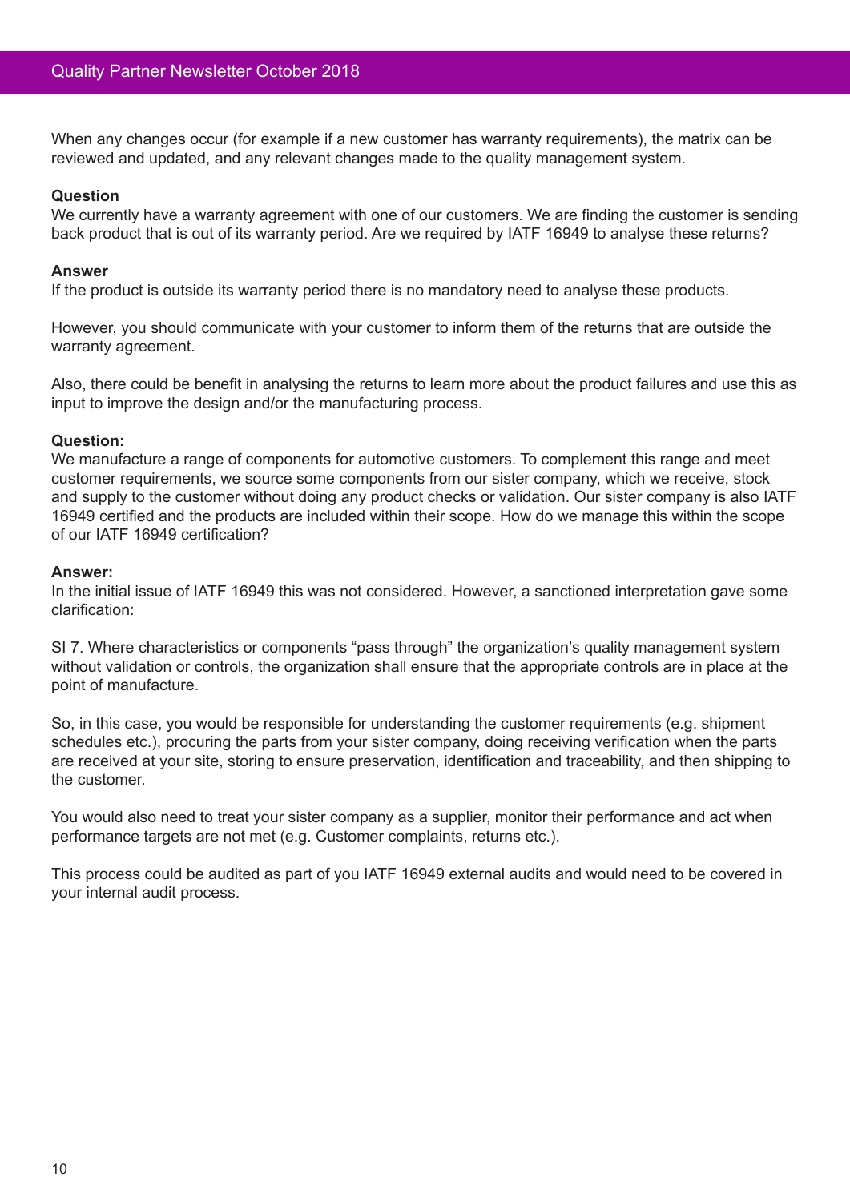When any changes occur (for example if a new customer has warranty requirements), the matrix can be reviewed and updated, and any relevant changes made to the quality management system.

**Question**

We currently have a warranty agreement with one of our customers. We are finding the customer is sending back product that is out of its warranty period. Are we required by IATF 16949 to analyse these returns?

**Answer**

If the product is outside its warranty period there is no mandatory need to analyse these products.

However, you should communicate with your customer to inform them of the returns that are outside the warranty agreement.

Also, there could be benefit in analysing the returns to learn more about the product failures and use this as input to improve the design and/or the manufacturing process.

**Question:**

We manufacture a range of components for automotive customers. To complement this range and meet customer requirements, we source some components from our sister company, which we receive, stock and supply to the customer without doing any product checks or validation. Our sister company is also IATF 16949 certified and the products are included within their scope. How do we manage this within the scope of our IATF 16949 certification?

**Answer:**

In the initial issue of IATF 16949 this was not considered. However, a sanctioned interpretation gave some clarification:

SI 7. Where characteristics or components "pass through" the organization's quality management system without validation or controls, the organization shall ensure that the appropriate controls are in place at the point of manufacture.

So, in this case, you would be responsible for understanding the customer requirements (e.g. shipment schedules etc.), procuring the parts from your sister company, doing receiving verification when the parts are received at your site, storing to ensure preservation, identification and traceability, and then shipping to the customer.

You would also need to treat your sister company as a supplier, monitor their performance and act when performance targets are not met (e.g. Customer complaints, returns etc.).

This process could be audited as part of you IATF 16949 external audits and would need to be covered in your internal audit process.